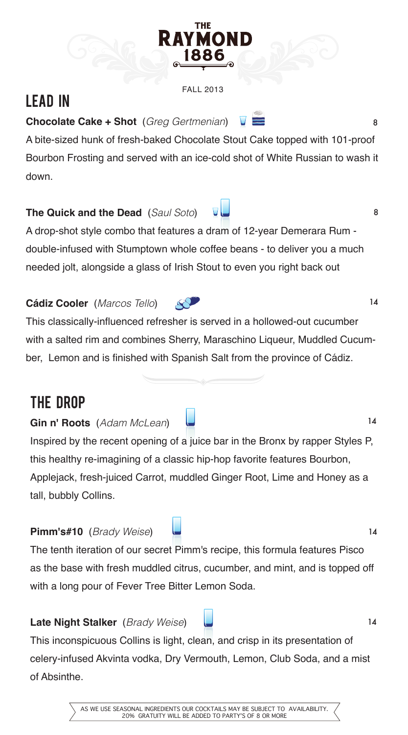# THE RAYMOND 1886

FALL 2013

## LEAD IN

**Chocolate Cake + Shot** (*Greg Gertmenian*) 8

A bite-sized hunk of fresh-baked Chocolate Stout Cake topped with 101-proof Bourbon Frosting and served with an ice-cold shot of White Russian to wash it down.

**The Quick and the Dead** (*Saul Soto*) 8

A drop-shot style combo that features a dram of 12-year Demerara Rum - double-infused with Stumptown whole coffee beans - to deliver you a much needed jolt, alongside a glass of Irish Stout to even you right back out

**Cádiz Cooler** (*Marcos Tello*) 14

This classically-influenced refresher is served in a hollowed-out cucumber with a salted rim and combines Sherry, Maraschino Liqueur, Muddled Cucumber, Lemon and is finished with Spanish Salt from the province of Cádiz.

## THE DROP

**Gin n' Roots** (*Adam McLean*) 14

Inspired by the recent opening of a juice bar in the Bronx by rapper Styles P, this healthy re-imagining of a classic hip-hop favorite features Bourbon, Applejack, fresh-juiced Carrot, muddled Ginger Root, Lime and Honey as a tall, bubbly Collins.

**Pimm's#10** (*Brady Weise*) 14

The tenth iteration of our secret Pimm's recipe, this formula features Pisco as the base with fresh muddled citrus, cucumber, and mint, and is topped off with a long pour of Fever Tree Bitter Lemon Soda.

**Late Night Stalker** (*Brady Weise*) 14

This inconspicuous Collins is light, clean, and crisp in its presentation of celery-infused Akvinta vodka, Dry Vermouth, Lemon, Club Soda, and a mist of Absinthe.

AS WE USE SEASONAL INGREDIENTS OUR COCKTAILS MAY BE SUBJECT TO AVAILABILITY.
20% GRATUITY WILL BE ADDED TO PARTY'S OF 8 OR MORE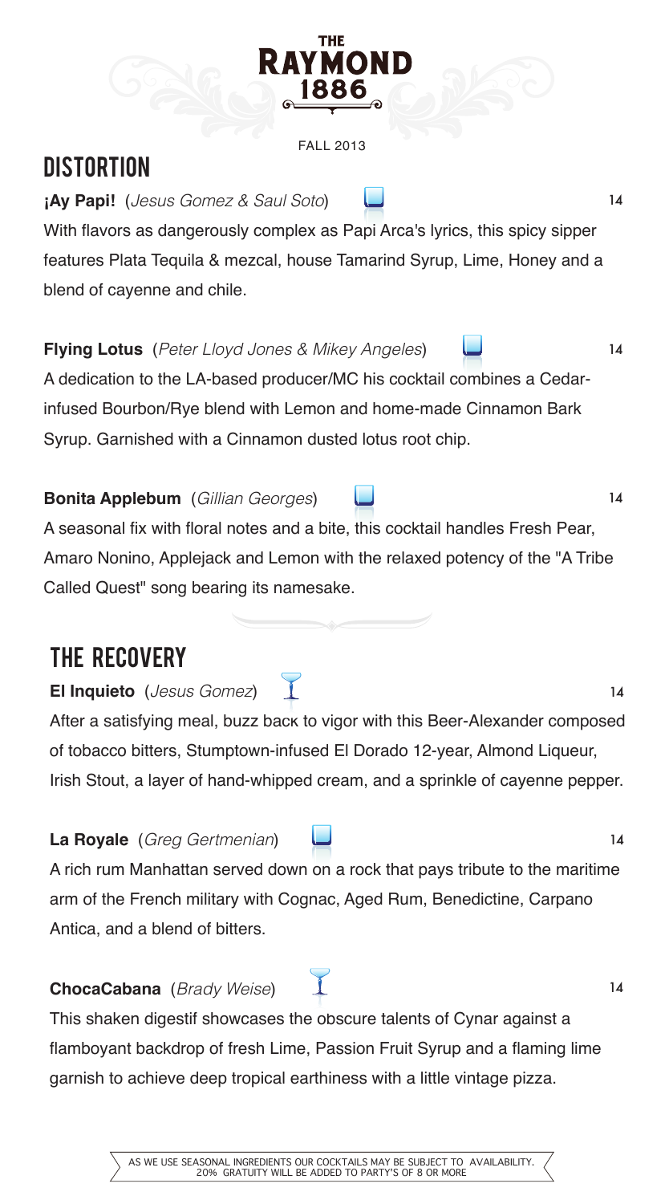THE RAYMOND 1886

FALL 2013

## DISTORTION

**¡Ay Papi!** (*Jesus Gomez & Saul Soto*) 14

With flavors as dangerously complex as Papi Arca's lyrics, this spicy sipper features Plata Tequila & mezcal, house Tamarind Syrup, Lime, Honey and a blend of cayenne and chile.

**Flying Lotus** (*Peter Lloyd Jones & Mikey Angeles*) 14

A dedication to the LA-based producer/MC his cocktail combines a Cedar-infused Bourbon/Rye blend with Lemon and home-made Cinnamon Bark Syrup. Garnished with a Cinnamon dusted lotus root chip.

**Bonita Applebum** (*Gillian Georges*) 14

A seasonal fix with floral notes and a bite, this cocktail handles Fresh Pear, Amaro Nonino, Applejack and Lemon with the relaxed potency of the "A Tribe Called Quest" song bearing its namesake.

## THE RECOVERY

**El Inquieto** (*Jesus Gomez*) 14

After a satisfying meal, buzz back to vigor with this Beer-Alexander composed of tobacco bitters, Stumptown-infused El Dorado 12-year, Almond Liqueur, Irish Stout, a layer of hand-whipped cream, and a sprinkle of cayenne pepper.

**La Royale** (*Greg Gertmenian*) 14

A rich rum Manhattan served down on a rock that pays tribute to the maritime arm of the French military with Cognac, Aged Rum, Benedictine, Carpano Antica, and a blend of bitters.

**ChocaCabana** (*Brady Weise*) 14

This shaken digestif showcases the obscure talents of Cynar against a flamboyant backdrop of fresh Lime, Passion Fruit Syrup and a flaming lime garnish to achieve deep tropical earthiness with a little vintage pizza.

AS WE USE SEASONAL INGREDIENTS OUR COCKTAILS MAY BE SUBJECT TO AVAILABILITY.
20% GRATUITY WILL BE ADDED TO PARTY'S OF 8 OR MORE